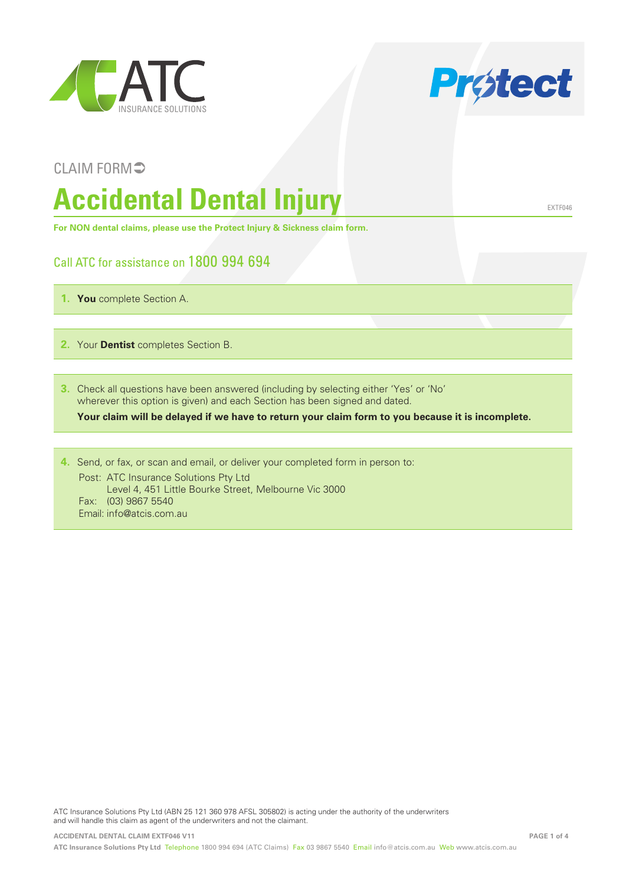CLAIM FORM

# Accidental Dental Injury

EXTF046

**For NON dental claims, please use the Protect Injury & Sickness claim form.**

## Call ATC for assistance on 1800 994 694

1. **You** complete Section A.

2. Your **Dentist** completes Section B.

3. Check all questions have been answered (including by selecting either 'Yes' or 'No' wherever this option is given) and each Section has been signed and dated.
   **Your claim will be delayed if we have to return your claim form to you because it is incomplete.**

4. Send, or fax, or scan and email, or deliver your completed form in person to:
   Post: ATC Insurance Solutions Pty Ltd
   Level 4, 451 Little Bourke Street, Melbourne Vic 3000
   Fax: (03) 9867 5540
   Email: info@atcis.com.au

ATC Insurance Solutions Pty Ltd (ABN 25 121 360 978 AFSL 305802) is acting under the authority of the underwriters and will handle this claim as agent of the underwriters and not the claimant.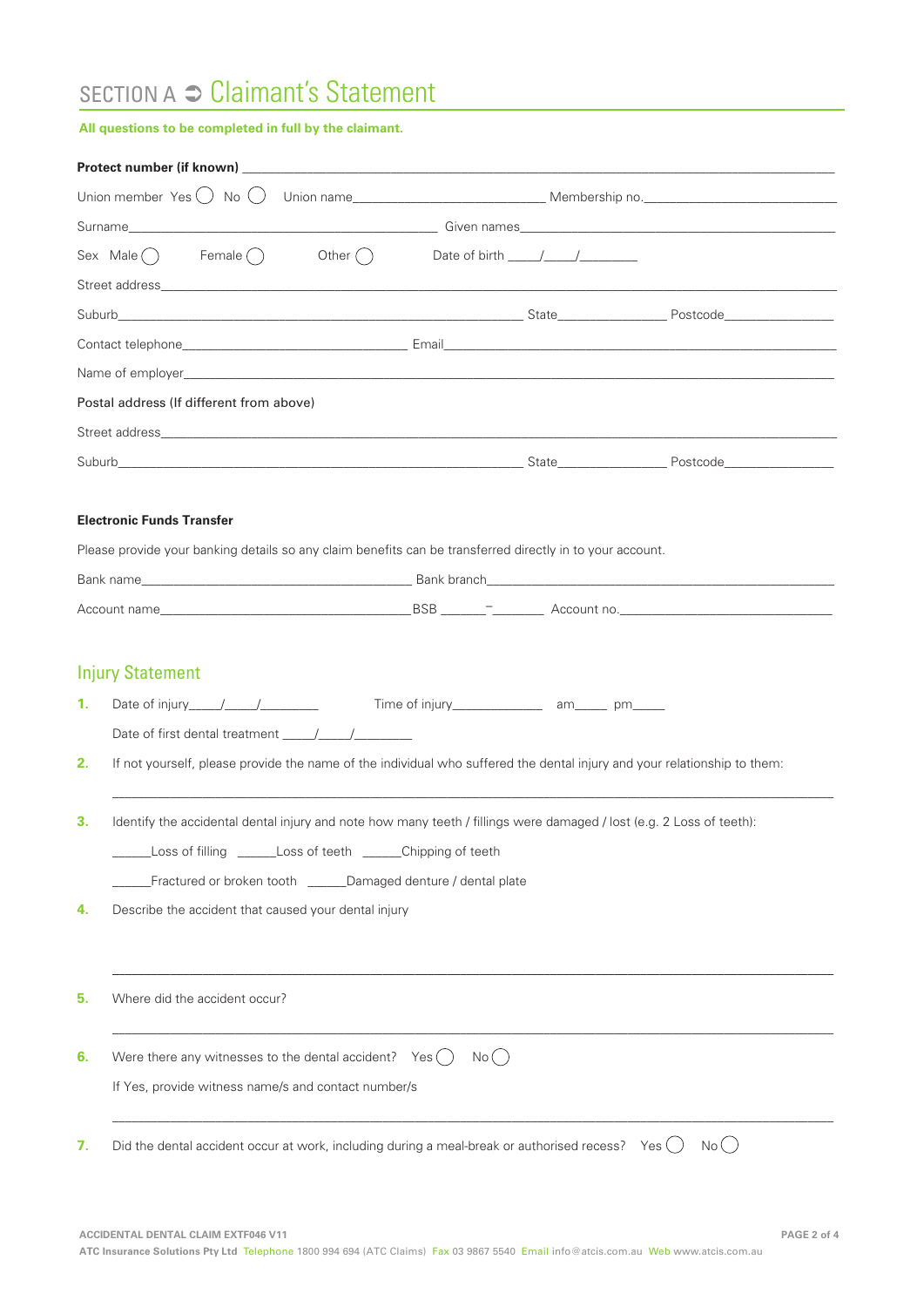# SECTION A ➲ Claimant's Statement

**All questions to be completed in full by the claimant.**

**Protect number (if known)** ______________________________________________

Union member Yes ◯ No ◯ Union name__________________________ Membership no.__________________________

Surname__________________________________________ Given names__________________________________________

Sex Male ◯ Female ◯ Other ◯ Date of birth ____/____/________

Street address______________________________________________________________________________

Suburb________________________________________________ State_______________ Postcode_______________

Contact telephone______________________________ Email______________________________________________

Name of employer___________________________________________________________________________

Postal address (If different from above)

Street address______________________________________________________________________________

Suburb________________________________________________ State_______________ Postcode_______________

**Electronic Funds Transfer**

Please provide your banking details so any claim benefits can be transferred directly in to your account.

Bank name__________________________________ Bank branch____________________________________________

Account name______________________________ BSB ______ – _______ Account no.______________________________

## Injury Statement

1. Date of injury____/____/________ Time of injury_____________ am_____ pm_____

   Date of first dental treatment ____/____/________

2. If not yourself, please provide the name of the individual who suffered the dental injury and your relationship to them:

   ______________________________________________________________________________

3. Identify the accidental dental injury and note how many teeth / fillings were damaged / lost (e.g. 2 Loss of teeth):

   ______Loss of filling ______Loss of teeth ______Chipping of teeth

   ______Fractured or broken tooth ______Damaged denture / dental plate

4. Describe the accident that caused your dental injury

   ______________________________________________________________________________

5. Where did the accident occur?

   ______________________________________________________________________________

6. Were there any witnesses to the dental accident? Yes ◯ No ◯

   If Yes, provide witness name/s and contact number/s

   ______________________________________________________________________________

7. Did the dental accident occur at work, including during a meal-break or authorised recess? Yes ◯ No ◯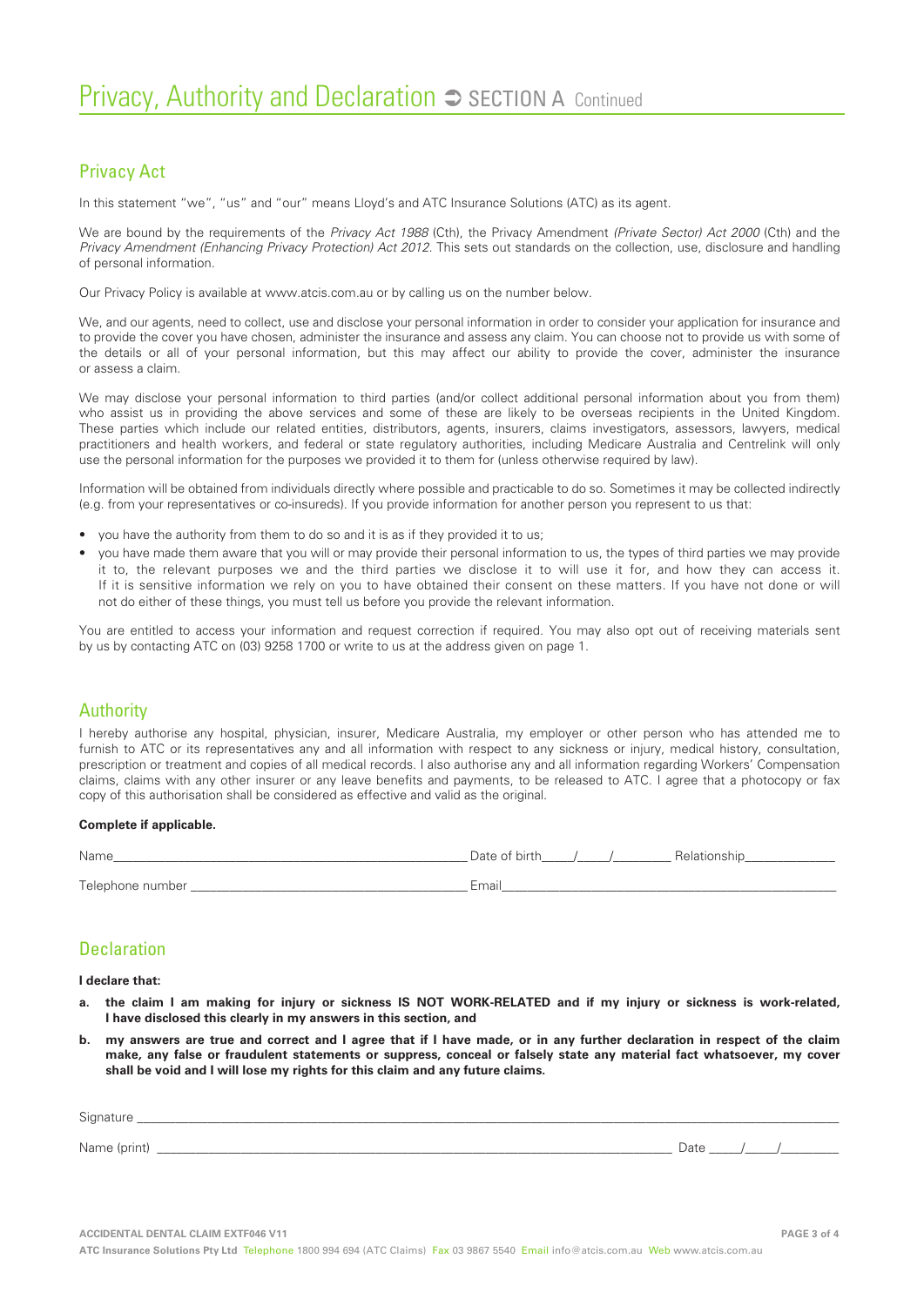# Privacy, Authority and Declaration ➲ SECTION A Continued

## Privacy Act

In this statement "we", "us" and "our" means Lloyd's and ATC Insurance Solutions (ATC) as its agent.

We are bound by the requirements of the *Privacy Act 1988* (Cth), the Privacy Amendment *(Private Sector) Act 2000* (Cth) and the *Privacy Amendment (Enhancing Privacy Protection) Act 2012*. This sets out standards on the collection, use, disclosure and handling of personal information.

Our Privacy Policy is available at www.atcis.com.au or by calling us on the number below.

We, and our agents, need to collect, use and disclose your personal information in order to consider your application for insurance and to provide the cover you have chosen, administer the insurance and assess any claim. You can choose not to provide us with some of the details or all of your personal information, but this may affect our ability to provide the cover, administer the insurance or assess a claim.

We may disclose your personal information to third parties (and/or collect additional personal information about you from them) who assist us in providing the above services and some of these are likely to be overseas recipients in the United Kingdom. These parties which include our related entities, distributors, agents, insurers, claims investigators, assessors, lawyers, medical practitioners and health workers, and federal or state regulatory authorities, including Medicare Australia and Centrelink will only use the personal information for the purposes we provided it to them for (unless otherwise required by law).

Information will be obtained from individuals directly where possible and practicable to do so. Sometimes it may be collected indirectly (e.g. from your representatives or co-insureds). If you provide information for another person you represent to us that:

- you have the authority from them to do so and it is as if they provided it to us;
- you have made them aware that you will or may provide their personal information to us, the types of third parties we may provide it to, the relevant purposes we and the third parties we disclose it to will use it for, and how they can access it. If it is sensitive information we rely on you to have obtained their consent on these matters. If you have not done or will not do either of these things, you must tell us before you provide the relevant information.

You are entitled to access your information and request correction if required. You may also opt out of receiving materials sent by us by contacting ATC on (03) 9258 1700 or write to us at the address given on page 1.

## Authority

I hereby authorise any hospital, physician, insurer, Medicare Australia, my employer or other person who has attended me to furnish to ATC or its representatives any and all information with respect to any sickness or injury, medical history, consultation, prescription or treatment and copies of all medical records. I also authorise any and all information regarding Workers' Compensation claims, claims with any other insurer or any leave benefits and payments, to be released to ATC. I agree that a photocopy or fax copy of this authorisation shall be considered as effective and valid as the original.

**Complete if applicable.**

Name\_\_\_\_\_\_\_\_\_\_\_\_\_\_\_\_\_\_\_\_\_\_\_\_ Date of birth\_\_\_\_/\_\_\_\_/\_\_\_\_\_\_\_\_ Relationship\_\_\_\_\_\_\_\_\_\_\_\_

Telephone number \_\_\_\_\_\_\_\_\_\_\_\_\_\_\_\_\_\_\_\_\_\_\_\_ Email\_\_\_\_\_\_\_\_\_\_\_\_\_\_\_\_\_\_\_\_\_\_\_\_

## Declaration

**I declare that:**

**a. the claim I am making for injury or sickness IS NOT WORK-RELATED and if my injury or sickness is work-related, I have disclosed this clearly in my answers in this section, and**

**b. my answers are true and correct and I agree that if I have made, or in any further declaration in respect of the claim make, any false or fraudulent statements or suppress, conceal or falsely state any material fact whatsoever, my cover shall be void and I will lose my rights for this claim and any future claims.**

Signature \_\_\_\_\_\_\_\_\_\_\_\_\_\_\_\_\_\_\_\_\_\_\_\_\_\_\_\_\_\_\_\_\_\_\_\_\_\_\_\_\_\_\_\_

Name (print) \_\_\_\_\_\_\_\_\_\_\_\_\_\_\_\_\_\_\_\_\_\_\_\_\_\_\_\_\_\_\_\_\_\_\_\_ Date \_\_\_\_/\_\_\_\_/\_\_\_\_\_\_\_\_

ACCIDENTAL DENTAL CLAIM EXTF046 V11

ATC Insurance Solutions Pty Ltd Telephone 1800 994 694 (ATC Claims) Fax 03 9867 5540 Email info@atcis.com.au Web www.atcis.com.au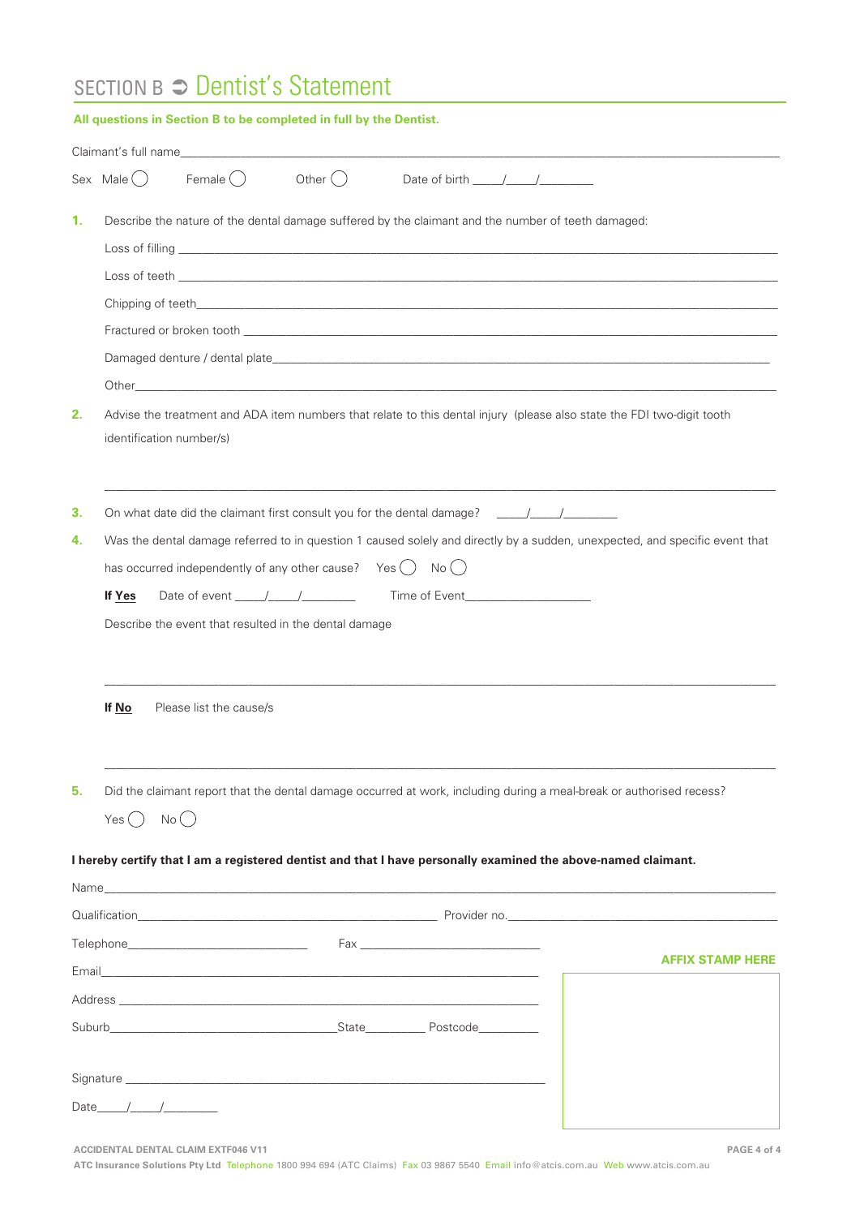# SECTION B ➲ Dentist's Statement

**All questions in Section B to be completed in full by the Dentist.**

Claimant's full name\_\_\_\_\_\_\_\_\_\_\_\_\_\_\_\_\_\_\_\_\_\_\_\_\_\_\_\_\_\_\_\_\_\_\_\_\_\_\_\_

Sex Male ◯ Female ◯ Other ◯ Date of birth \_\_\_\_/\_\_\_\_/\_\_\_\_\_\_\_\_

1. Describe the nature of the dental damage suffered by the claimant and the number of teeth damaged:

   Loss of filling \_\_\_\_\_\_\_\_\_\_\_\_\_\_\_\_\_\_\_\_\_\_\_\_\_\_\_\_\_\_\_\_\_\_\_\_\_\_\_\_

   Loss of teeth \_\_\_\_\_\_\_\_\_\_\_\_\_\_\_\_\_\_\_\_\_\_\_\_\_\_\_\_\_\_\_\_\_\_\_\_\_\_\_\_

   Chipping of teeth\_\_\_\_\_\_\_\_\_\_\_\_\_\_\_\_\_\_\_\_\_\_\_\_\_\_\_\_\_\_\_\_\_\_\_\_\_\_\_\_

   Fractured or broken tooth \_\_\_\_\_\_\_\_\_\_\_\_\_\_\_\_\_\_\_\_\_\_\_\_\_\_\_\_\_\_\_\_\_\_\_\_\_\_\_\_

   Damaged denture / dental plate\_\_\_\_\_\_\_\_\_\_\_\_\_\_\_\_\_\_\_\_\_\_\_\_\_\_\_\_\_\_\_\_\_\_\_\_\_\_\_\_

   Other\_\_\_\_\_\_\_\_\_\_\_\_\_\_\_\_\_\_\_\_\_\_\_\_\_\_\_\_\_\_\_\_\_\_\_\_\_\_\_\_

2. Advise the treatment and ADA item numbers that relate to this dental injury (please also state the FDI two-digit tooth identification number/s)

   \_\_\_\_\_\_\_\_\_\_\_\_\_\_\_\_\_\_\_\_\_\_\_\_\_\_\_\_\_\_\_\_\_\_\_\_\_\_\_\_

3. On what date did the claimant first consult you for the dental damage? \_\_\_\_/\_\_\_\_/\_\_\_\_\_\_\_\_

4. Was the dental damage referred to in question 1 caused solely and directly by a sudden, unexpected, and specific event that has occurred independently of any other cause? Yes ◯ No ◯

   **If <u>Yes</u>** Date of event \_\_\_\_/\_\_\_\_/\_\_\_\_\_\_\_\_ Time of Event\_\_\_\_\_\_\_\_\_\_\_\_\_\_\_\_\_\_

   Describe the event that resulted in the dental damage

   \_\_\_\_\_\_\_\_\_\_\_\_\_\_\_\_\_\_\_\_\_\_\_\_\_\_\_\_\_\_\_\_\_\_\_\_\_\_\_\_

   **If <u>No</u>** Please list the cause/s

   \_\_\_\_\_\_\_\_\_\_\_\_\_\_\_\_\_\_\_\_\_\_\_\_\_\_\_\_\_\_\_\_\_\_\_\_\_\_\_\_

5. Did the claimant report that the dental damage occurred at work, including during a meal-break or authorised recess?

   Yes ◯ No ◯

**I hereby certify that I am a registered dentist and that I have personally examined the above-named claimant.**

Name\_\_\_\_\_\_\_\_\_\_\_\_\_\_\_\_\_\_\_\_\_\_\_\_\_\_\_\_\_\_\_\_\_\_\_\_\_\_\_\_

Qualification\_\_\_\_\_\_\_\_\_\_\_\_\_\_\_\_\_\_\_\_\_\_\_\_ Provider no.\_\_\_\_\_\_\_\_\_\_\_\_\_\_\_\_\_\_\_\_\_\_\_\_

Telephone\_\_\_\_\_\_\_\_\_\_\_\_\_\_\_\_\_\_\_\_ Fax \_\_\_\_\_\_\_\_\_\_\_\_\_\_\_\_\_\_\_\_

Email\_\_\_\_\_\_\_\_\_\_\_\_\_\_\_\_\_\_\_\_\_\_\_\_\_\_\_\_\_\_\_\_\_\_\_\_\_\_\_\_

Address \_\_\_\_\_\_\_\_\_\_\_\_\_\_\_\_\_\_\_\_\_\_\_\_\_\_\_\_\_\_\_\_\_\_\_\_\_\_\_\_

Suburb\_\_\_\_\_\_\_\_\_\_\_\_\_\_\_\_\_\_\_\_\_\_\_\_State\_\_\_\_\_\_\_\_\_ Postcode\_\_\_\_\_\_\_\_\_

Signature \_\_\_\_\_\_\_\_\_\_\_\_\_\_\_\_\_\_\_\_\_\_\_\_\_\_\_\_\_\_\_\_\_\_\_\_\_\_\_\_

Date\_\_\_\_/\_\_\_\_/\_\_\_\_\_\_\_\_

**AFFIX STAMP HERE**

**ACCIDENTAL DENTAL CLAIM EXTF046 V11**

**ATC Insurance Solutions Pty Ltd** Telephone 1800 994 694 (ATC Claims) Fax 03 9867 5540 Email info@atcis.com.au Web www.atcis.com.au